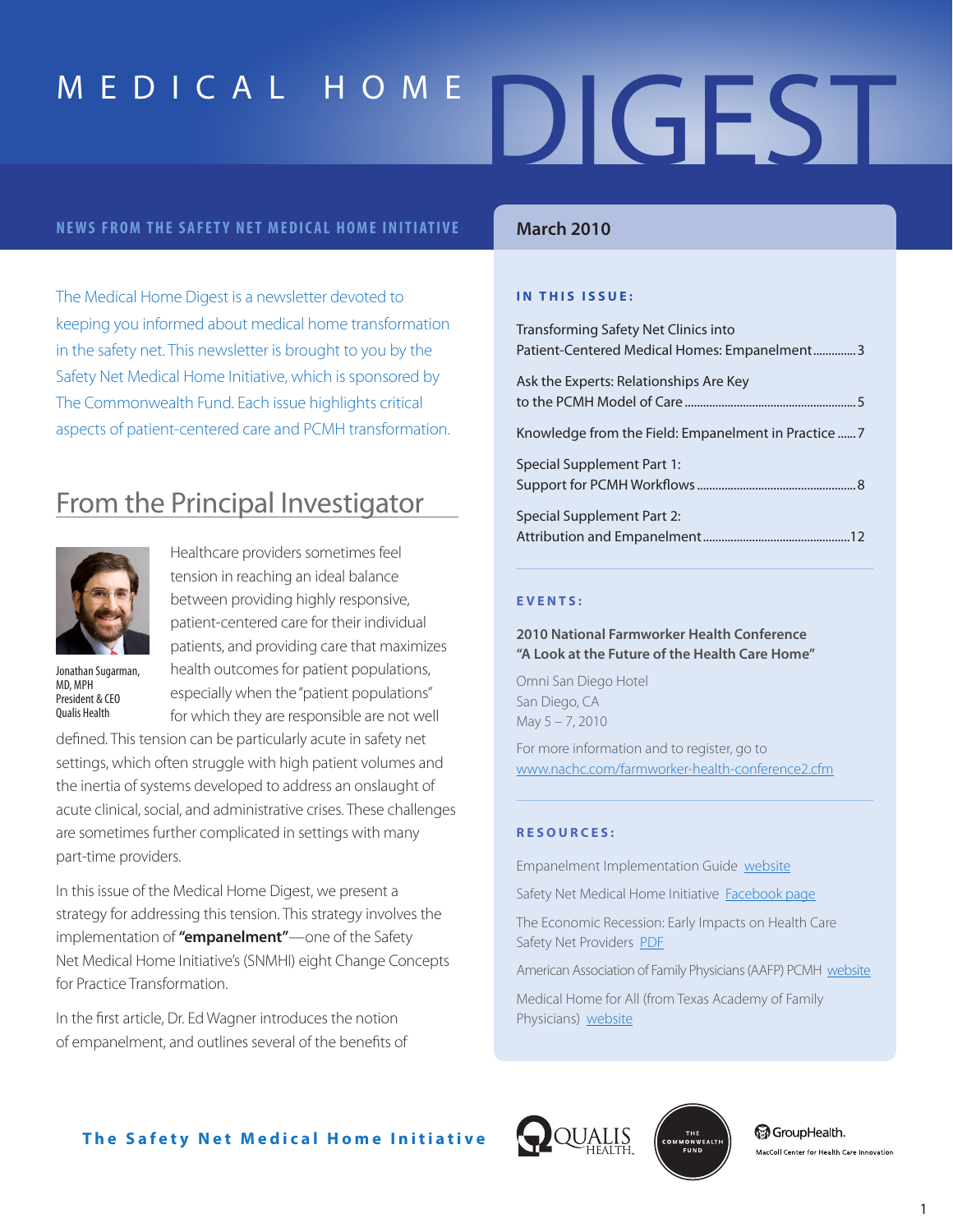# MEDICAL HOME DIGEST

**NEWS FROM THE SAFETY NET MEDICAL HOME INITIATIVE**

**March 2010**

The Medical Home Digest is a newsletter devoted to keeping you informed about medical home transformation in the safety net. This newsletter is brought to you by the Safety Net Medical Home Initiative, which is sponsored by The Commonwealth Fund. Each issue highlights critical aspects of patient-centered care and PCMH transformation.

## From the Principal Investigator

Jonathan Sugarman, MD, MPH
President & CEO
Qualis Health

Healthcare providers sometimes feel tension in reaching an ideal balance between providing highly responsive, patient-centered care for their individual patients, and providing care that maximizes health outcomes for patient populations, especially when the "patient populations" for which they are responsible are not well defined. This tension can be particularly acute in safety net settings, which often struggle with high patient volumes and the inertia of systems developed to address an onslaught of acute clinical, social, and administrative crises. These challenges are sometimes further complicated in settings with many part-time providers.

In this issue of the Medical Home Digest, we present a strategy for addressing this tension. This strategy involves the implementation of **"empanelment"**—one of the Safety Net Medical Home Initiative's (SNMHI) eight Change Concepts for Practice Transformation.

In the first article, Dr. Ed Wagner introduces the notion of empanelment, and outlines several of the benefits of

### IN THIS ISSUE:

- Transforming Safety Net Clinics into Patient-Centered Medical Homes: Empanelment .............. 3
- Ask the Experts: Relationships Are Key to the PCMH Model of Care .............. 5
- Knowledge from the Field: Empanelment in Practice .............. 7
- Special Supplement Part 1: Support for PCMH Workflows .............. 8
- Special Supplement Part 2: Attribution and Empanelment .............. 12

### EVENTS:

**2010 National Farmworker Health Conference "A Look at the Future of the Health Care Home"**

Omni San Diego Hotel
San Diego, CA
May 5 – 7, 2010

For more information and to register, go to www.nachc.com/farmworker-health-conference2.cfm

### RESOURCES:

Empanelment Implementation Guide website

Safety Net Medical Home Initiative Facebook page

The Economic Recession: Early Impacts on Health Care Safety Net Providers PDF

American Association of Family Physicians (AAFP) PCMH website

Medical Home for All (from Texas Academy of Family Physicians) website

**The Safety Net Medical Home Initiative**

QUALIS HEALTH · THE COMMONWEALTH FUND · GroupHealth. MacColl Center for Health Care Innovation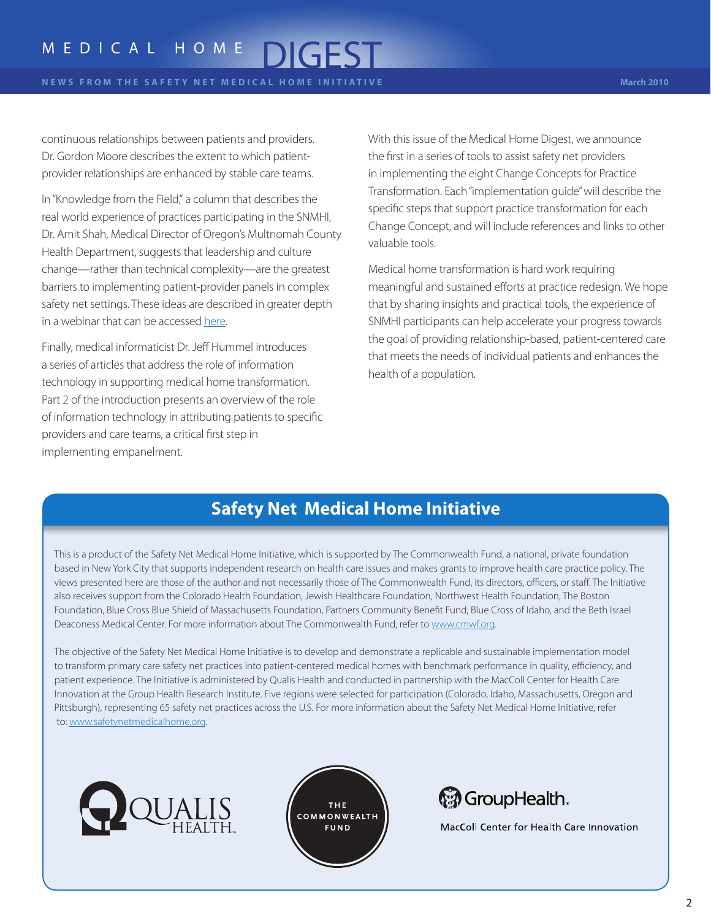continuous relationships between patients and providers. Dr. Gordon Moore describes the extent to which patient-provider relationships are enhanced by stable care teams.

In "Knowledge from the Field," a column that describes the real world experience of practices participating in the SNMHI, Dr. Amit Shah, Medical Director of Oregon's Multnomah County Health Department, suggests that leadership and culture change—rather than technical complexity—are the greatest barriers to implementing patient-provider panels in complex safety net settings. These ideas are described in greater depth in a webinar that can be accessed here.

Finally, medical informaticist Dr. Jeff Hummel introduces a series of articles that address the role of information technology in supporting medical home transformation. Part 2 of the introduction presents an overview of the role of information technology in attributing patients to specific providers and care teams, a critical first step in implementing empanelment.

With this issue of the Medical Home Digest, we announce the first in a series of tools to assist safety net providers in implementing the eight Change Concepts for Practice Transformation. Each "implementation guide" will describe the specific steps that support practice transformation for each Change Concept, and will include references and links to other valuable tools.

Medical home transformation is hard work requiring meaningful and sustained efforts at practice redesign. We hope that by sharing insights and practical tools, the experience of SNMHI participants can help accelerate your progress towards the goal of providing relationship-based, patient-centered care that meets the needs of individual patients and enhances the health of a population.

## Safety Net Medical Home Initiative

This is a product of the Safety Net Medical Home Initiative, which is supported by The Commonwealth Fund, a national, private foundation based in New York City that supports independent research on health care issues and makes grants to improve health care practice policy. The views presented here are those of the author and not necessarily those of The Commonwealth Fund, its directors, officers, or staff. The Initiative also receives support from the Colorado Health Foundation, Jewish Healthcare Foundation, Northwest Health Foundation, The Boston Foundation, Blue Cross Blue Shield of Massachusetts Foundation, Partners Community Benefit Fund, Blue Cross of Idaho, and the Beth Israel Deaconess Medical Center. For more information about The Commonwealth Fund, refer to www.cmwf.org.

The objective of the Safety Net Medical Home Initiative is to develop and demonstrate a replicable and sustainable implementation model to transform primary care safety net practices into patient-centered medical homes with benchmark performance in quality, efficiency, and patient experience. The Initiative is administered by Qualis Health and conducted in partnership with the MacColl Center for Health Care Innovation at the Group Health Research Institute. Five regions were selected for participation (Colorado, Idaho, Massachusetts, Oregon and Pittsburgh), representing 65 safety net practices across the U.S. For more information about the Safety Net Medical Home Initiative, refer to: www.safetynetmedicalhome.org.

QUALIS HEALTH

THE COMMONWEALTH FUND

GroupHealth.

MacColl Center for Health Care Innovation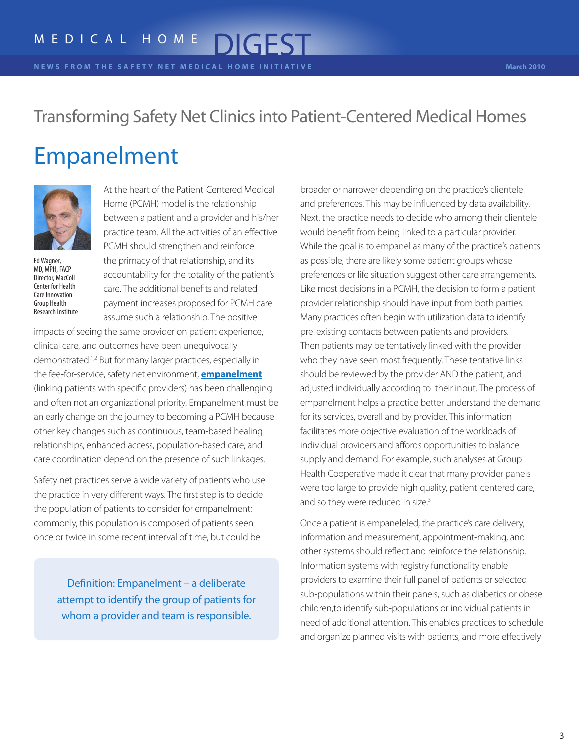# Transforming Safety Net Clinics into Patient-Centered Medical Homes

## Empanelment

Ed Wagner, MD, MPH, FACP
Director, MacColl Center for Health Care Innovation
Group Health Research Institute

At the heart of the Patient-Centered Medical Home (PCMH) model is the relationship between a patient and a provider and his/her practice team. All the activities of an effective PCMH should strengthen and reinforce the primacy of that relationship, and its accountability for the totality of the patient's care. The additional benefits and related payment increases proposed for PCMH care assume such a relationship. The positive impacts of seeing the same provider on patient experience, clinical care, and outcomes have been unequivocally demonstrated.[1,2] But for many larger practices, especially in the fee-for-service, safety net environment, **empanelment** (linking patients with specific providers) has been challenging and often not an organizational priority. Empanelment must be an early change on the journey to becoming a PCMH because other key changes such as continuous, team-based healing relationships, enhanced access, population-based care, and care coordination depend on the presence of such linkages.

Safety net practices serve a wide variety of patients who use the practice in very different ways. The first step is to decide the population of patients to consider for empanelment; commonly, this population is composed of patients seen once or twice in some recent interval of time, but could be broader or narrower depending on the practice's clientele and preferences. This may be influenced by data availability. Next, the practice needs to decide who among their clientele would benefit from being linked to a particular provider. While the goal is to empanel as many of the practice's patients as possible, there are likely some patient groups whose preferences or life situation suggest other care arrangements. Like most decisions in a PCMH, the decision to form a patient-provider relationship should have input from both parties. Many practices often begin with utilization data to identify pre-existing contacts between patients and providers. Then patients may be tentatively linked with the provider who they have seen most frequently. These tentative links should be reviewed by the provider AND the patient, and adjusted individually according to their input. The process of empanelment helps a practice better understand the demand for its services, overall and by provider. This information facilitates more objective evaluation of the workloads of individual providers and affords opportunities to balance supply and demand. For example, such analyses at Group Health Cooperative made it clear that many provider panels were too large to provide high quality, patient-centered care, and so they were reduced in size.[3]

> Definition: Empanelment – a deliberate attempt to identify the group of patients for whom a provider and team is responsible.

Once a patient is empaneleled, the practice's care delivery, information and measurement, appointment-making, and other systems should reflect and reinforce the relationship. Information systems with registry functionality enable providers to examine their full panel of patients or selected sub-populations within their panels, such as diabetics or obese children,to identify sub-populations or individual patients in need of additional attention. This enables practices to schedule and organize planned visits with patients, and more effectively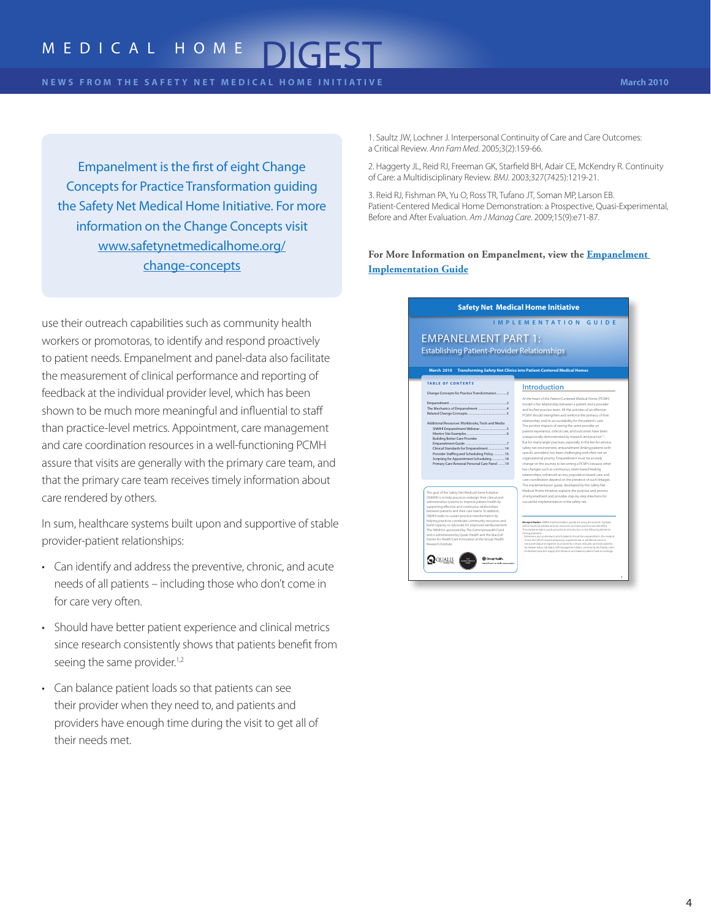Empanelment is the first of eight Change Concepts for Practice Transformation guiding the Safety Net Medical Home Initiative. For more information on the Change Concepts visit www.safetynetmedicalhome.org/change-concepts

use their outreach capabilities such as community health workers or promotoras, to identify and respond proactively to patient needs. Empanelment and panel-data also facilitate the measurement of clinical performance and reporting of feedback at the individual provider level, which has been shown to be much more meaningful and influential to staff than practice-level metrics. Appointment, care management and care coordination resources in a well-functioning PCMH assure that visits are generally with the primary care team, and that the primary care team receives timely information about care rendered by others.

In sum, healthcare systems built upon and supportive of stable provider-patient relationships:

- Can identify and address the preventive, chronic, and acute needs of all patients – including those who don't come in for care very often.
- Should have better patient experience and clinical metrics since research consistently shows that patients benefit from seeing the same provider.[1,2]
- Can balance patient loads so that patients can see their provider when they need to, and patients and providers have enough time during the visit to get all of their needs met.

1. Saultz JW, Lochner J. Interpersonal Continuity of Care and Care Outcomes: a Critical Review. *Ann Fam Med*. 2005;3(2):159-66.

2. Haggerty JL, Reid RJ, Freeman GK, Starfield BH, Adair CE, McKendry R. Continuity of Care: a Multidisciplinary Review. *BMJ*. 2003;327(7425):1219-21.

3. Reid RJ, Fishman PA, Yu O, Ross TR, Tufano JT, Soman MP, Larson EB. Patient-Centered Medical Home Demonstration: a Prospective, Quasi-Experimental, Before and After Evaluation. *Am J Manag Care*. 2009;15(9):e71-87.

**For More Information on Empanelment, view the Empanelment Implementation Guide**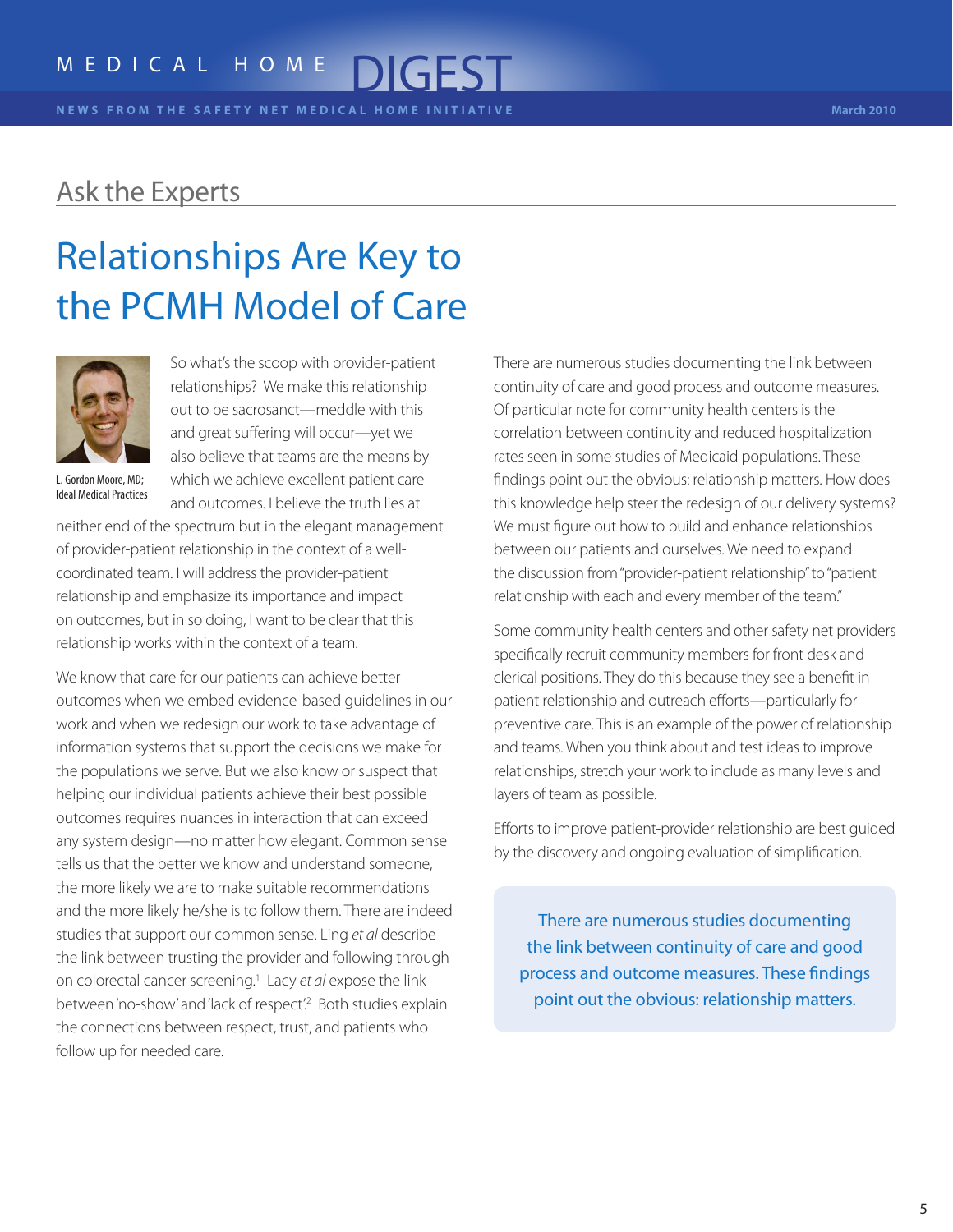## Ask the Experts

# Relationships Are Key to the PCMH Model of Care

L. Gordon Moore, MD; Ideal Medical Practices

So what's the scoop with provider-patient relationships? We make this relationship out to be sacrosanct—meddle with this and great suffering will occur—yet we also believe that teams are the means by which we achieve excellent patient care and outcomes. I believe the truth lies at neither end of the spectrum but in the elegant management of provider-patient relationship in the context of a well-coordinated team. I will address the provider-patient relationship and emphasize its importance and impact on outcomes, but in so doing, I want to be clear that this relationship works within the context of a team.

We know that care for our patients can achieve better outcomes when we embed evidence-based guidelines in our work and when we redesign our work to take advantage of information systems that support the decisions we make for the populations we serve. But we also know or suspect that helping our individual patients achieve their best possible outcomes requires nuances in interaction that can exceed any system design—no matter how elegant. Common sense tells us that the better we know and understand someone, the more likely we are to make suitable recommendations and the more likely he/she is to follow them. There are indeed studies that support our common sense. Ling *et al* describe the link between trusting the provider and following through on colorectal cancer screening.[1] Lacy *et al* expose the link between 'no-show' and 'lack of respect'.[2] Both studies explain the connections between respect, trust, and patients who follow up for needed care.

There are numerous studies documenting the link between continuity of care and good process and outcome measures. Of particular note for community health centers is the correlation between continuity and reduced hospitalization rates seen in some studies of Medicaid populations. These findings point out the obvious: relationship matters. How does this knowledge help steer the redesign of our delivery systems? We must figure out how to build and enhance relationships between our patients and ourselves. We need to expand the discussion from "provider-patient relationship" to "patient relationship with each and every member of the team."

Some community health centers and other safety net providers specifically recruit community members for front desk and clerical positions. They do this because they see a benefit in patient relationship and outreach efforts—particularly for preventive care. This is an example of the power of relationship and teams. When you think about and test ideas to improve relationships, stretch your work to include as many levels and layers of team as possible.

Efforts to improve patient-provider relationship are best guided by the discovery and ongoing evaluation of simplification.

> There are numerous studies documenting the link between continuity of care and good process and outcome measures. These findings point out the obvious: relationship matters.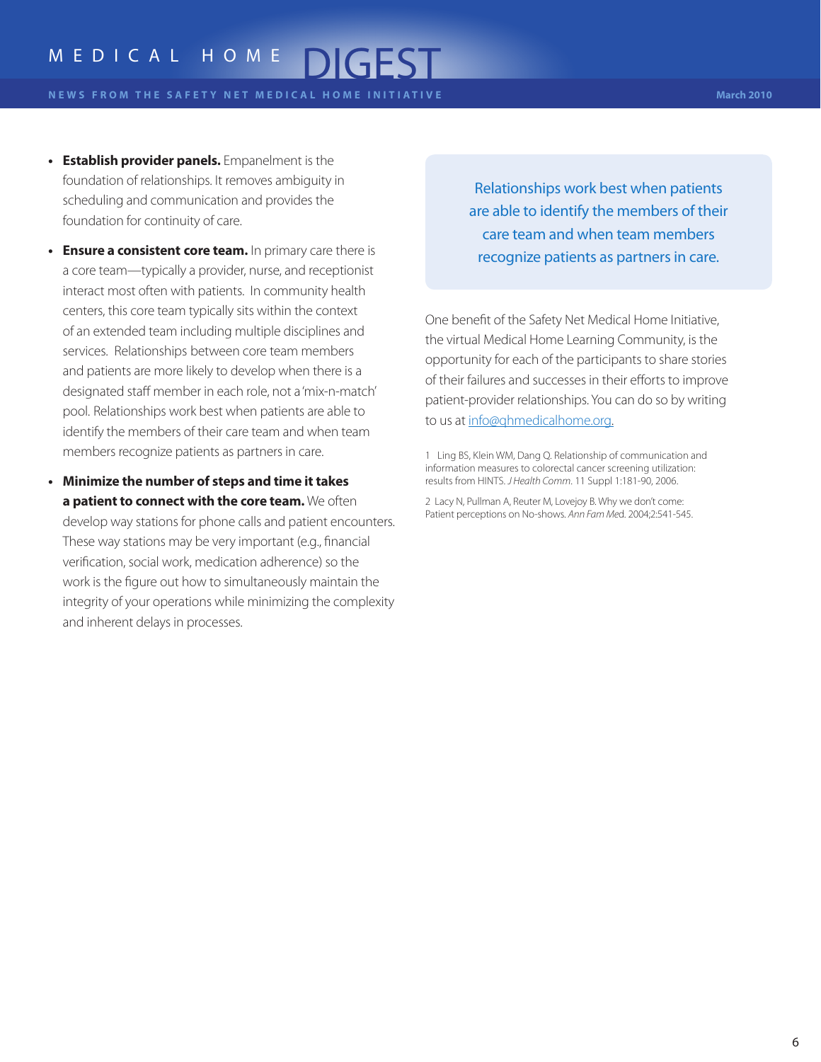- **Establish provider panels.** Empanelment is the foundation of relationships. It removes ambiguity in scheduling and communication and provides the foundation for continuity of care.
- **Ensure a consistent core team.** In primary care there is a core team—typically a provider, nurse, and receptionist interact most often with patients. In community health centers, this core team typically sits within the context of an extended team including multiple disciplines and services. Relationships between core team members and patients are more likely to develop when there is a designated staff member in each role, not a 'mix-n-match' pool. Relationships work best when patients are able to identify the members of their care team and when team members recognize patients as partners in care.
- **Minimize the number of steps and time it takes a patient to connect with the core team.** We often develop way stations for phone calls and patient encounters. These way stations may be very important (e.g., financial verification, social work, medication adherence) so the work is the figure out how to simultaneously maintain the integrity of your operations while minimizing the complexity and inherent delays in processes.

> Relationships work best when patients are able to identify the members of their care team and when team members recognize patients as partners in care.

One benefit of the Safety Net Medical Home Initiative, the virtual Medical Home Learning Community, is the opportunity for each of the participants to share stories of their failures and successes in their efforts to improve patient-provider relationships. You can do so by writing to us at info@qhmedicalhome.org.

1 Ling BS, Klein WM, Dang Q. Relationship of communication and information measures to colorectal cancer screening utilization: results from HINTS. *J Health Comm*. 11 Suppl 1:181-90, 2006.

2 Lacy N, Pullman A, Reuter M, Lovejoy B. Why we don't come: Patient perceptions on No-shows. *Ann Fam Med*. 2004;2:541-545.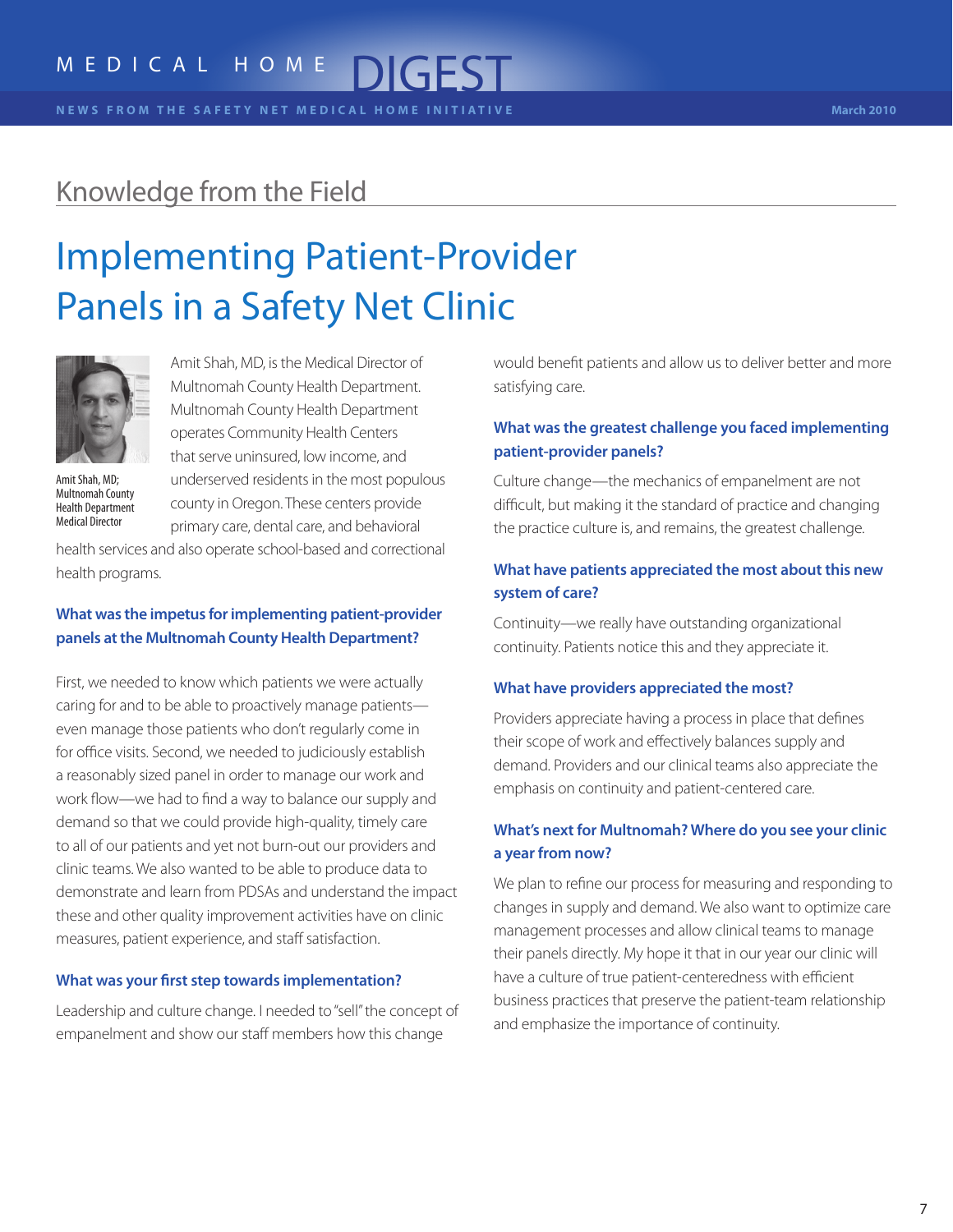## Knowledge from the Field

# Implementing Patient-Provider Panels in a Safety Net Clinic

Amit Shah, MD; Multnomah County Health Department Medical Director

Amit Shah, MD, is the Medical Director of Multnomah County Health Department. Multnomah County Health Department operates Community Health Centers that serve uninsured, low income, and underserved residents in the most populous county in Oregon. These centers provide primary care, dental care, and behavioral health services and also operate school-based and correctional health programs.

### What was the impetus for implementing patient-provider panels at the Multnomah County Health Department?

First, we needed to know which patients we were actually caring for and to be able to proactively manage patients—even manage those patients who don't regularly come in for office visits. Second, we needed to judiciously establish a reasonably sized panel in order to manage our work and work flow—we had to find a way to balance our supply and demand so that we could provide high-quality, timely care to all of our patients and yet not burn-out our providers and clinic teams. We also wanted to be able to produce data to demonstrate and learn from PDSAs and understand the impact these and other quality improvement activities have on clinic measures, patient experience, and staff satisfaction.

### What was your first step towards implementation?

Leadership and culture change. I needed to "sell" the concept of empanelment and show our staff members how this change would benefit patients and allow us to deliver better and more satisfying care.

### What was the greatest challenge you faced implementing patient-provider panels?

Culture change—the mechanics of empanelment are not difficult, but making it the standard of practice and changing the practice culture is, and remains, the greatest challenge.

### What have patients appreciated the most about this new system of care?

Continuity—we really have outstanding organizational continuity. Patients notice this and they appreciate it.

### What have providers appreciated the most?

Providers appreciate having a process in place that defines their scope of work and effectively balances supply and demand. Providers and our clinical teams also appreciate the emphasis on continuity and patient-centered care.

### What's next for Multnomah? Where do you see your clinic a year from now?

We plan to refine our process for measuring and responding to changes in supply and demand. We also want to optimize care management processes and allow clinical teams to manage their panels directly. My hope it that in our year our clinic will have a culture of true patient-centeredness with efficient business practices that preserve the patient-team relationship and emphasize the importance of continuity.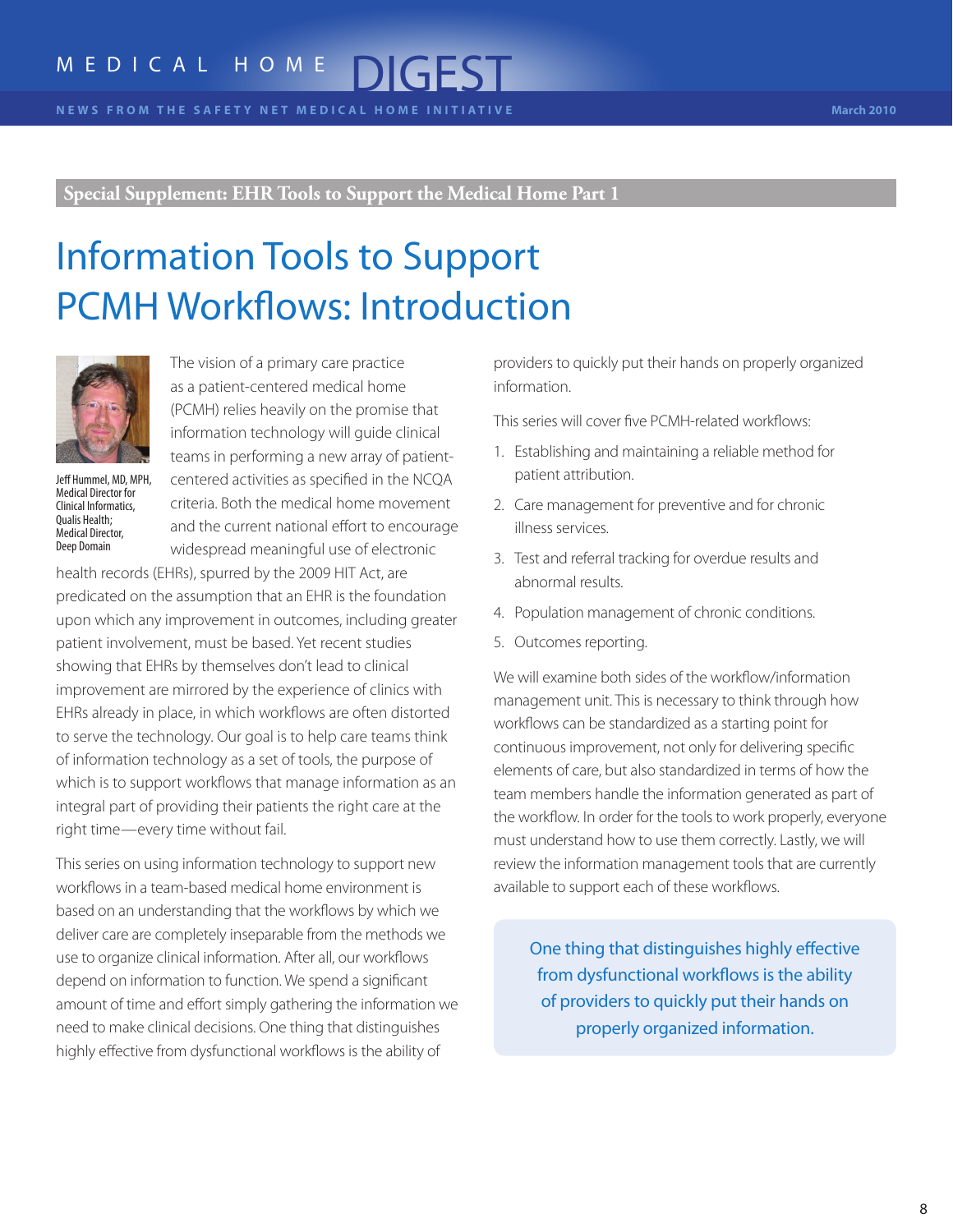**Special Supplement: EHR Tools to Support the Medical Home Part 1**

# Information Tools to Support PCMH Workflows: Introduction

Jeff Hummel, MD, MPH, Medical Director for Clinical Informatics, Qualis Health; Medical Director, Deep Domain

The vision of a primary care practice as a patient-centered medical home (PCMH) relies heavily on the promise that information technology will guide clinical teams in performing a new array of patient-centered activities as specified in the NCQA criteria. Both the medical home movement and the current national effort to encourage widespread meaningful use of electronic health records (EHRs), spurred by the 2009 HIT Act, are predicated on the assumption that an EHR is the foundation upon which any improvement in outcomes, including greater patient involvement, must be based. Yet recent studies showing that EHRs by themselves don't lead to clinical improvement are mirrored by the experience of clinics with EHRs already in place, in which workflows are often distorted to serve the technology. Our goal is to help care teams think of information technology as a set of tools, the purpose of which is to support workflows that manage information as an integral part of providing their patients the right care at the right time—every time without fail.

This series on using information technology to support new workflows in a team-based medical home environment is based on an understanding that the workflows by which we deliver care are completely inseparable from the methods we use to organize clinical information. After all, our workflows depend on information to function. We spend a significant amount of time and effort simply gathering the information we need to make clinical decisions. One thing that distinguishes highly effective from dysfunctional workflows is the ability of providers to quickly put their hands on properly organized information.

This series will cover five PCMH-related workflows:

1. Establishing and maintaining a reliable method for patient attribution.
2. Care management for preventive and for chronic illness services.
3. Test and referral tracking for overdue results and abnormal results.
4. Population management of chronic conditions.
5. Outcomes reporting.

We will examine both sides of the workflow/information management unit. This is necessary to think through how workflows can be standardized as a starting point for continuous improvement, not only for delivering specific elements of care, but also standardized in terms of how the team members handle the information generated as part of the workflow. In order for the tools to work properly, everyone must understand how to use them correctly. Lastly, we will review the information management tools that are currently available to support each of these workflows.

> One thing that distinguishes highly effective from dysfunctional workflows is the ability of providers to quickly put their hands on properly organized information.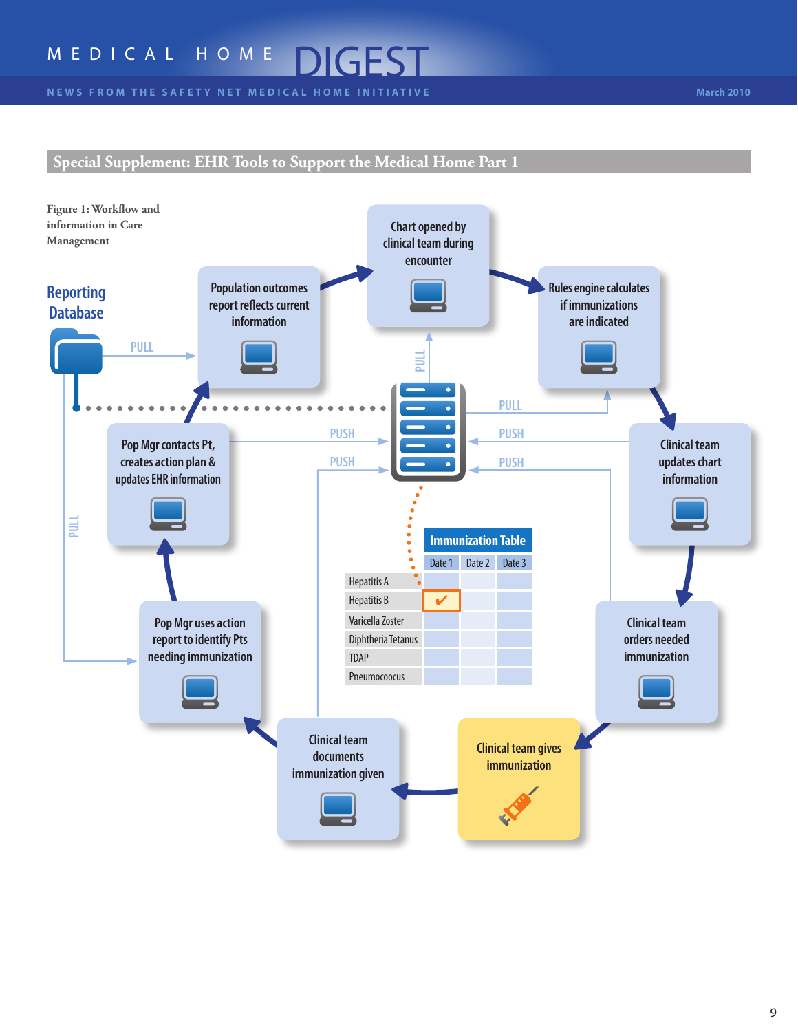## Special Supplement: EHR Tools to Support the Medical Home Part 1

Figure 1: Workflow and information in Care Management

Reporting Database

PULL

Population outcomes report reflects current information

Chart opened by clinical team during encounter

Rules engine calculates if immunizations are indicated

PULL

PULL

PUSH

PUSH

PUSH

PUSH

Pop Mgr contacts Pt, creates action plan & updates EHR information

Clinical team updates chart information

PULL

| Immunization Table | Date 1 | Date 2 | Date 3 |
|---|---|---|---|
| Hepatitis A | | | |
| Hepatitis B | ✔ | | |
| Varicella Zoster | | | |
| Diphtheria Tetanus | | | |
| TDAP | | | |
| Pneumococcus | | | |

Pop Mgr uses action report to identify Pts needing immunization

Clinical team orders needed immunization

Clinical team documents immunization given

Clinical team gives immunization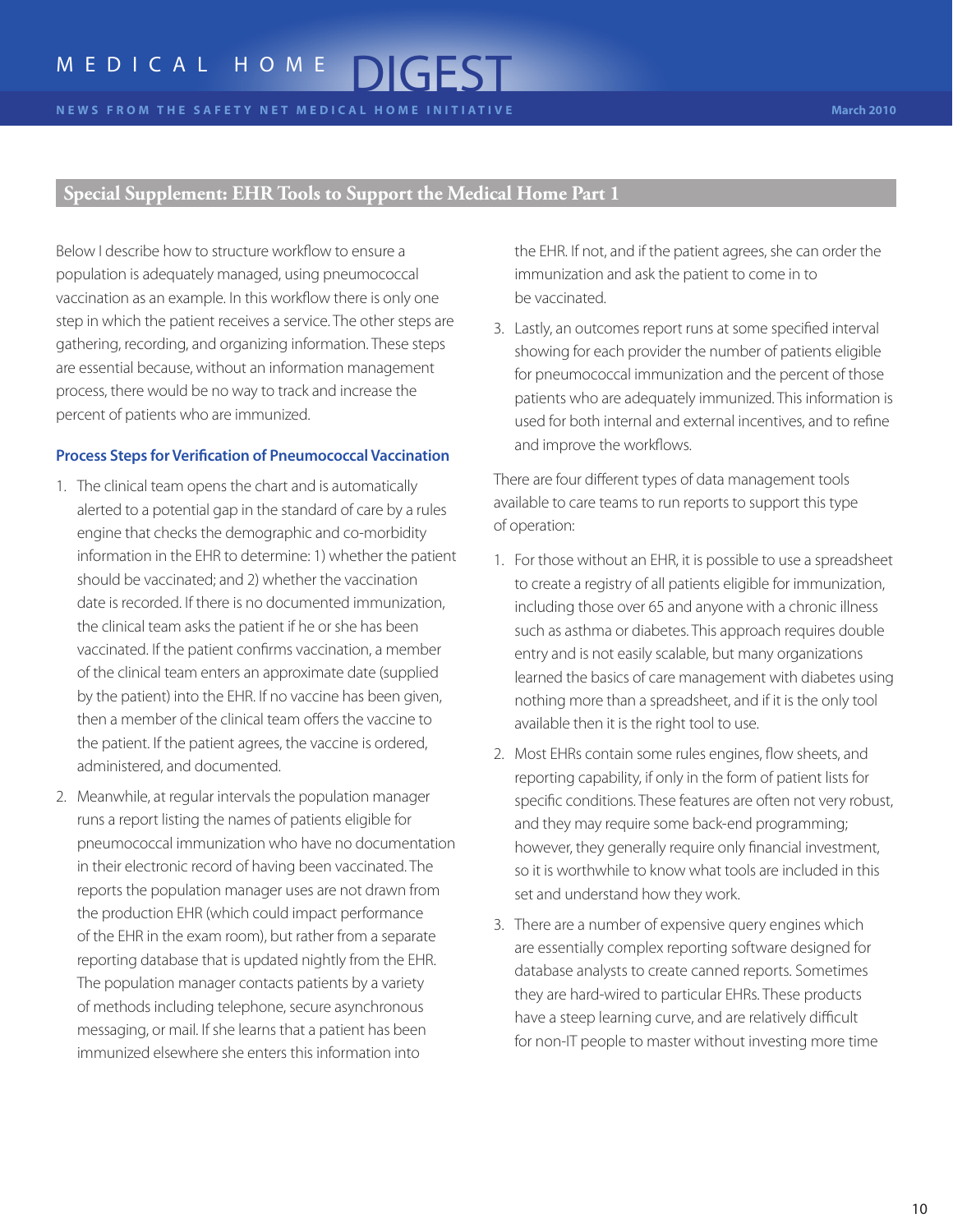## Special Supplement: EHR Tools to Support the Medical Home Part 1

Below I describe how to structure workflow to ensure a population is adequately managed, using pneumococcal vaccination as an example. In this workflow there is only one step in which the patient receives a service. The other steps are gathering, recording, and organizing information. These steps are essential because, without an information management process, there would be no way to track and increase the percent of patients who are immunized.

### Process Steps for Verification of Pneumococcal Vaccination

1. The clinical team opens the chart and is automatically alerted to a potential gap in the standard of care by a rules engine that checks the demographic and co-morbidity information in the EHR to determine: 1) whether the patient should be vaccinated; and 2) whether the vaccination date is recorded. If there is no documented immunization, the clinical team asks the patient if he or she has been vaccinated. If the patient confirms vaccination, a member of the clinical team enters an approximate date (supplied by the patient) into the EHR. If no vaccine has been given, then a member of the clinical team offers the vaccine to the patient. If the patient agrees, the vaccine is ordered, administered, and documented.
2. Meanwhile, at regular intervals the population manager runs a report listing the names of patients eligible for pneumococcal immunization who have no documentation in their electronic record of having been vaccinated. The reports the population manager uses are not drawn from the production EHR (which could impact performance of the EHR in the exam room), but rather from a separate reporting database that is updated nightly from the EHR. The population manager contacts patients by a variety of methods including telephone, secure asynchronous messaging, or mail. If she learns that a patient has been immunized elsewhere she enters this information into the EHR. If not, and if the patient agrees, she can order the immunization and ask the patient to come in to be vaccinated.
3. Lastly, an outcomes report runs at some specified interval showing for each provider the number of patients eligible for pneumococcal immunization and the percent of those patients who are adequately immunized. This information is used for both internal and external incentives, and to refine and improve the workflows.

There are four different types of data management tools available to care teams to run reports to support this type of operation:

1. For those without an EHR, it is possible to use a spreadsheet to create a registry of all patients eligible for immunization, including those over 65 and anyone with a chronic illness such as asthma or diabetes. This approach requires double entry and is not easily scalable, but many organizations learned the basics of care management with diabetes using nothing more than a spreadsheet, and if it is the only tool available then it is the right tool to use.
2. Most EHRs contain some rules engines, flow sheets, and reporting capability, if only in the form of patient lists for specific conditions. These features are often not very robust, and they may require some back-end programming; however, they generally require only financial investment, so it is worthwhile to know what tools are included in this set and understand how they work.
3. There are a number of expensive query engines which are essentially complex reporting software designed for database analysts to create canned reports. Sometimes they are hard-wired to particular EHRs. These products have a steep learning curve, and are relatively difficult for non-IT people to master without investing more time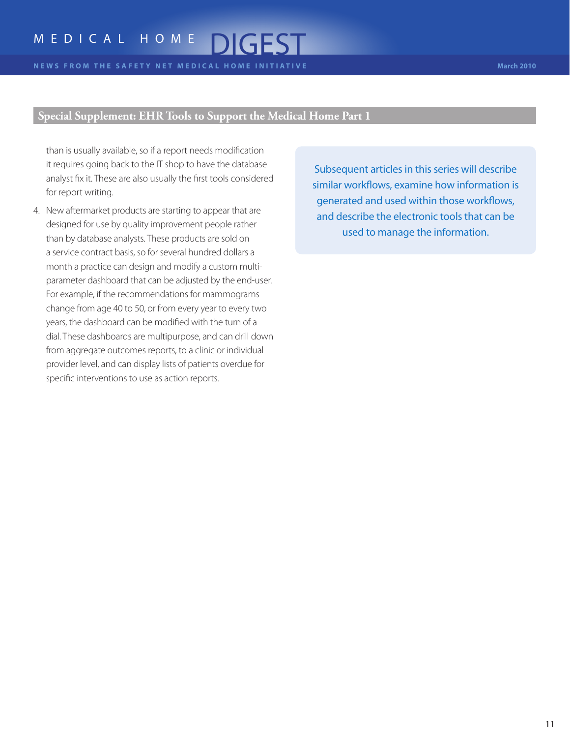## Special Supplement: EHR Tools to Support the Medical Home Part 1

than is usually available, so if a report needs modification it requires going back to the IT shop to have the database analyst fix it. These are also usually the first tools considered for report writing.

4. New aftermarket products are starting to appear that are designed for use by quality improvement people rather than by database analysts. These products are sold on a service contract basis, so for several hundred dollars a month a practice can design and modify a custom multi-parameter dashboard that can be adjusted by the end-user. For example, if the recommendations for mammograms change from age 40 to 50, or from every year to every two years, the dashboard can be modified with the turn of a dial. These dashboards are multipurpose, and can drill down from aggregate outcomes reports, to a clinic or individual provider level, and can display lists of patients overdue for specific interventions to use as action reports.

Subsequent articles in this series will describe similar workflows, examine how information is generated and used within those workflows, and describe the electronic tools that can be used to manage the information.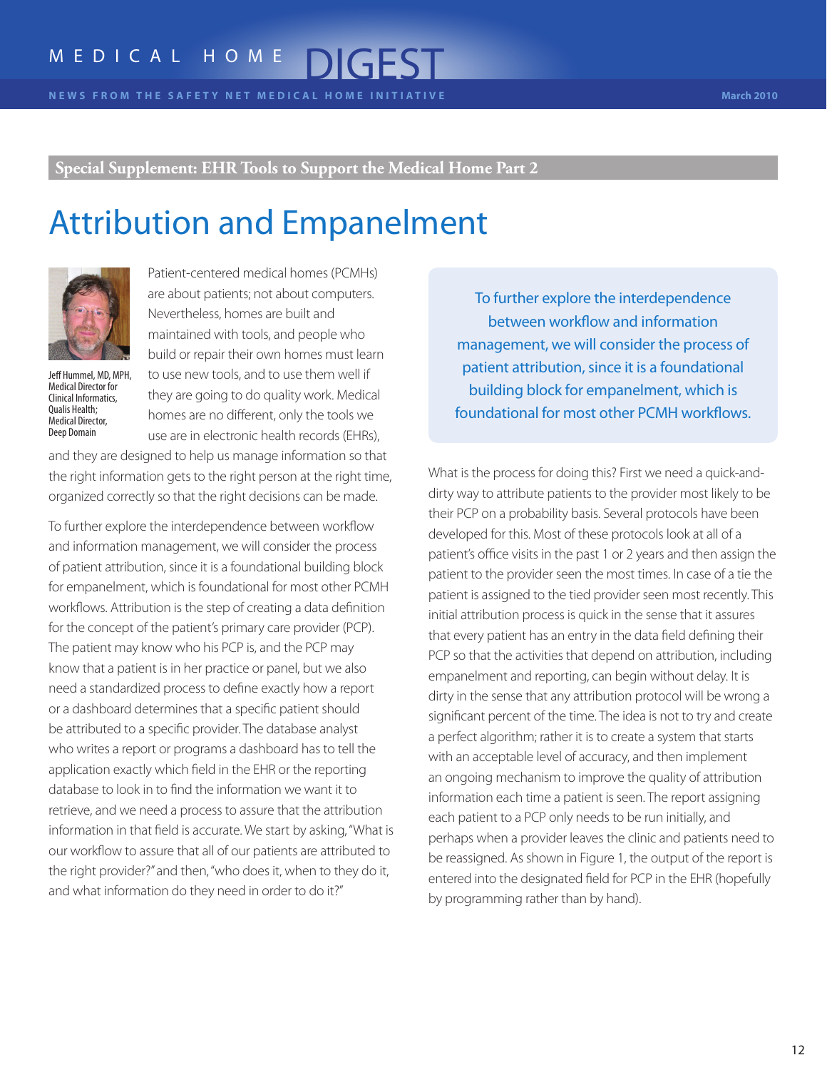Special Supplement: EHR Tools to Support the Medical Home Part 2

# Attribution and Empanelment

Jeff Hummel, MD, MPH, Medical Director for Clinical Informatics, Qualis Health; Medical Director, Deep Domain

Patient-centered medical homes (PCMHs) are about patients; not about computers. Nevertheless, homes are built and maintained with tools, and people who build or repair their own homes must learn to use new tools, and to use them well if they are going to do quality work. Medical homes are no different, only the tools we use are in electronic health records (EHRs), and they are designed to help us manage information so that the right information gets to the right person at the right time, organized correctly so that the right decisions can be made.

To further explore the interdependence between workflow and information management, we will consider the process of patient attribution, since it is a foundational building block for empanelment, which is foundational for most other PCMH workflows. Attribution is the step of creating a data definition for the concept of the patient's primary care provider (PCP). The patient may know who his PCP is, and the PCP may know that a patient is in her practice or panel, but we also need a standardized process to define exactly how a report or a dashboard determines that a specific patient should be attributed to a specific provider. The database analyst who writes a report or programs a dashboard has to tell the application exactly which field in the EHR or the reporting database to look in to find the information we want it to retrieve, and we need a process to assure that the attribution information in that field is accurate. We start by asking, "What is our workflow to assure that all of our patients are attributed to the right provider?" and then, "who does it, when to they do it, and what information do they need in order to do it?"

> To further explore the interdependence between workflow and information management, we will consider the process of patient attribution, since it is a foundational building block for empanelment, which is foundational for most other PCMH workflows.

What is the process for doing this? First we need a quick-and-dirty way to attribute patients to the provider most likely to be their PCP on a probability basis. Several protocols have been developed for this. Most of these protocols look at all of a patient's office visits in the past 1 or 2 years and then assign the patient to the provider seen the most times. In case of a tie the patient is assigned to the tied provider seen most recently. This initial attribution process is quick in the sense that it assures that every patient has an entry in the data field defining their PCP so that the activities that depend on attribution, including empanelment and reporting, can begin without delay. It is dirty in the sense that any attribution protocol will be wrong a significant percent of the time. The idea is not to try and create a perfect algorithm; rather it is to create a system that starts with an acceptable level of accuracy, and then implement an ongoing mechanism to improve the quality of attribution information each time a patient is seen. The report assigning each patient to a PCP only needs to be run initially, and perhaps when a provider leaves the clinic and patients need to be reassigned. As shown in Figure 1, the output of the report is entered into the designated field for PCP in the EHR (hopefully by programming rather than by hand).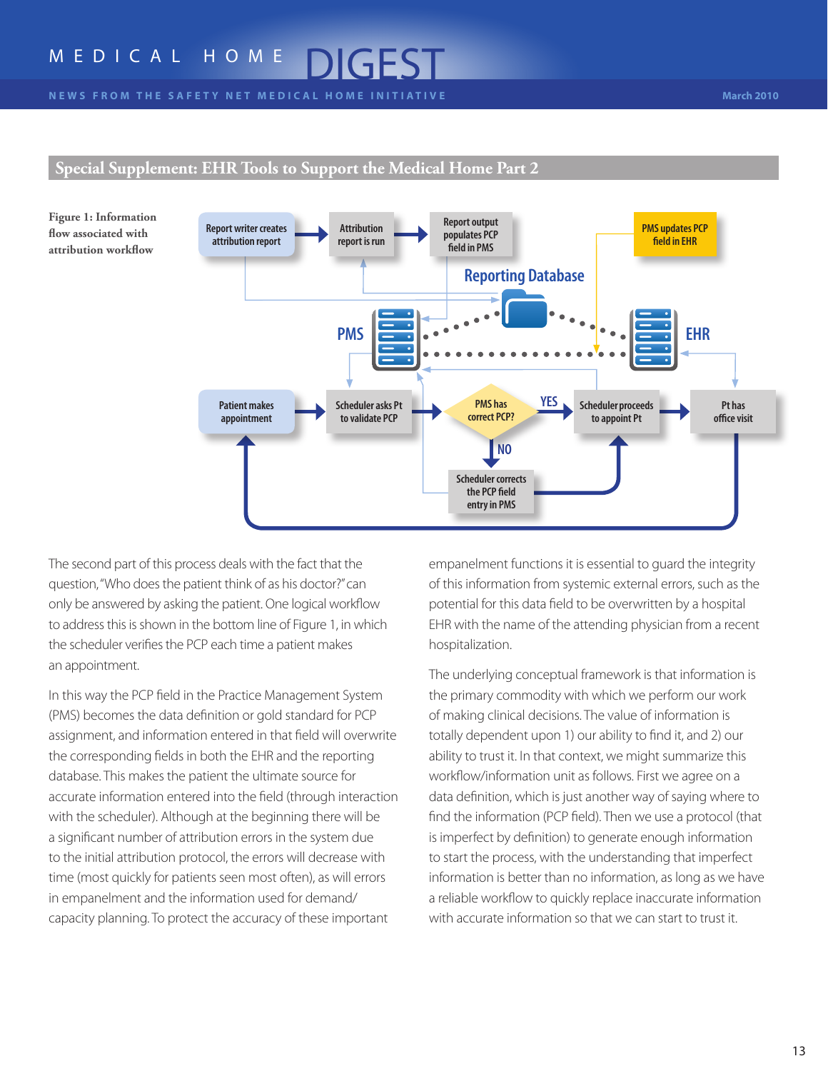## Special Supplement: EHR Tools to Support the Medical Home Part 2

**Figure 1: Information flow associated with attribution workflow**

Report writer creates attribution report

Attribution report is run

Report output populates PCP field in PMS

PMS updates PCP field in EHR

Reporting Database

PMS

EHR

Patient makes appointment

Scheduler asks Pt to validate PCP

PMS has correct PCP?

YES

NO

Scheduler proceeds to appoint Pt

Pt has office visit

Scheduler corrects the PCP field entry in PMS

The second part of this process deals with the fact that the question, "Who does the patient think of as his doctor?" can only be answered by asking the patient. One logical workflow to address this is shown in the bottom line of Figure 1, in which the scheduler verifies the PCP each time a patient makes an appointment.

In this way the PCP field in the Practice Management System (PMS) becomes the data definition or gold standard for PCP assignment, and information entered in that field will overwrite the corresponding fields in both the EHR and the reporting database. This makes the patient the ultimate source for accurate information entered into the field (through interaction with the scheduler). Although at the beginning there will be a significant number of attribution errors in the system due to the initial attribution protocol, the errors will decrease with time (most quickly for patients seen most often), as will errors in empanelment and the information used for demand/capacity planning. To protect the accuracy of these important empanelment functions it is essential to guard the integrity of this information from systemic external errors, such as the potential for this data field to be overwritten by a hospital EHR with the name of the attending physician from a recent hospitalization.

The underlying conceptual framework is that information is the primary commodity with which we perform our work of making clinical decisions. The value of information is totally dependent upon 1) our ability to find it, and 2) our ability to trust it. In that context, we might summarize this workflow/information unit as follows. First we agree on a data definition, which is just another way of saying where to find the information (PCP field). Then we use a protocol (that is imperfect by definition) to generate enough information to start the process, with the understanding that imperfect information is better than no information, as long as we have a reliable workflow to quickly replace inaccurate information with accurate information so that we can start to trust it.